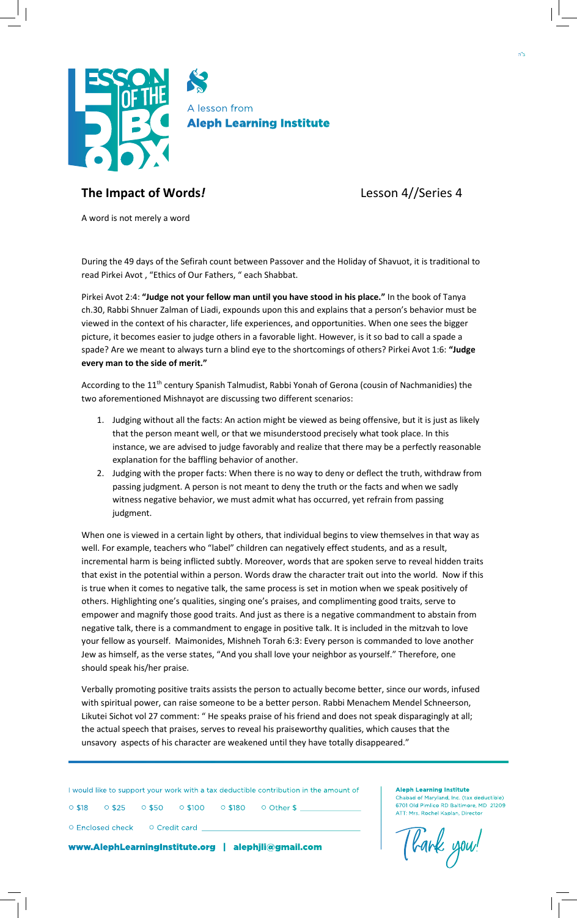A lesson from
**Aleph Learning Institute**

## The Impact of Words*!*

Lesson 4//Series 4

A word is not merely a word

During the 49 days of the Sefirah count between Passover and the Holiday of Shavuot, it is traditional to read Pirkei Avot , "Ethics of Our Fathers, " each Shabbat.

Pirkei Avot 2:4: **"Judge not your fellow man until you have stood in his place."** In the book of Tanya ch.30, Rabbi Shnuer Zalman of Liadi, expounds upon this and explains that a person's behavior must be viewed in the context of his character, life experiences, and opportunities. When one sees the bigger picture, it becomes easier to judge others in a favorable light. However, is it so bad to call a spade a spade? Are we meant to always turn a blind eye to the shortcomings of others? Pirkei Avot 1:6: **"Judge every man to the side of merit."**

According to the 11th century Spanish Talmudist, Rabbi Yonah of Gerona (cousin of Nachmanidies) the two aforementioned Mishnayot are discussing two different scenarios:

1. Judging without all the facts: An action might be viewed as being offensive, but it is just as likely that the person meant well, or that we misunderstood precisely what took place. In this instance, we are advised to judge favorably and realize that there may be a perfectly reasonable explanation for the baffling behavior of another.
2. Judging with the proper facts: When there is no way to deny or deflect the truth, withdraw from passing judgment. A person is not meant to deny the truth or the facts and when we sadly witness negative behavior, we must admit what has occurred, yet refrain from passing judgment.

When one is viewed in a certain light by others, that individual begins to view themselves in that way as well. For example, teachers who "label" children can negatively effect students, and as a result, incremental harm is being inflicted subtly. Moreover, words that are spoken serve to reveal hidden traits that exist in the potential within a person. Words draw the character trait out into the world. Now if this is true when it comes to negative talk, the same process is set in motion when we speak positively of others. Highlighting one's qualities, singing one's praises, and complimenting good traits, serve to empower and magnify those good traits. And just as there is a negative commandment to abstain from negative talk, there is a commandment to engage in positive talk. It is included in the mitzvah to love your fellow as yourself. Maimonides, Mishneh Torah 6:3: Every person is commanded to love another Jew as himself, as the verse states, "And you shall love your neighbor as yourself." Therefore, one should speak his/her praise.

Verbally promoting positive traits assists the person to actually become better, since our words, infused with spiritual power, can raise someone to be a better person. Rabbi Menachem Mendel Schneerson, Likutei Sichot vol 27 comment: " He speaks praise of his friend and does not speak disparagingly at all; the actual speech that praises, serves to reveal his praiseworthy qualities, which causes that the unsavory aspects of his character are weakened until they have totally disappeared."

---

I would like to support your work with a tax deductible contribution in the amount of

○ $18 ○ $25 ○ $50 ○ $100 ○ $180 ○ Other $ ____________

○ Enclosed check ○ Credit card ____________________________

**www.AlephLearningInstitute.org | alephjli@gmail.com**

**Aleph Learning Institute**
Chabad of Maryland, Inc. (tax deductible)
6701 Old Pimlico RD Baltimore, MD 21209
ATT: Mrs. Rochel Kaplan, Director

Thank you!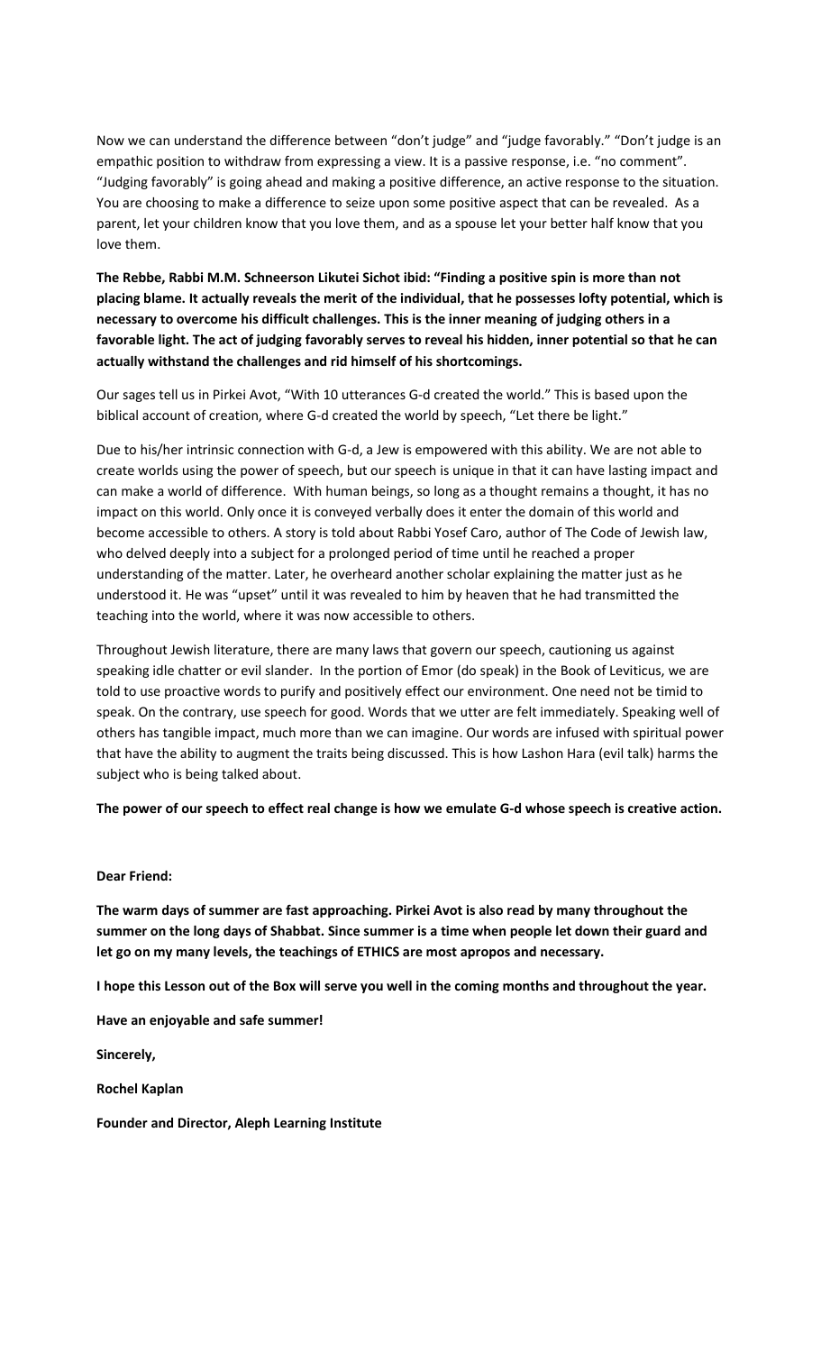Now we can understand the difference between "don't judge" and "judge favorably." "Don't judge is an empathic position to withdraw from expressing a view. It is a passive response, i.e. "no comment". "Judging favorably" is going ahead and making a positive difference, an active response to the situation. You are choosing to make a difference to seize upon some positive aspect that can be revealed. As a parent, let your children know that you love them, and as a spouse let your better half know that you love them.

**The Rebbe, Rabbi M.M. Schneerson Likutei Sichot ibid: "Finding a positive spin is more than not placing blame. It actually reveals the merit of the individual, that he possesses lofty potential, which is necessary to overcome his difficult challenges. This is the inner meaning of judging others in a favorable light. The act of judging favorably serves to reveal his hidden, inner potential so that he can actually withstand the challenges and rid himself of his shortcomings.**

Our sages tell us in Pirkei Avot, "With 10 utterances G-d created the world." This is based upon the biblical account of creation, where G-d created the world by speech, "Let there be light."

Due to his/her intrinsic connection with G-d, a Jew is empowered with this ability. We are not able to create worlds using the power of speech, but our speech is unique in that it can have lasting impact and can make a world of difference. With human beings, so long as a thought remains a thought, it has no impact on this world. Only once it is conveyed verbally does it enter the domain of this world and become accessible to others. A story is told about Rabbi Yosef Caro, author of The Code of Jewish law, who delved deeply into a subject for a prolonged period of time until he reached a proper understanding of the matter. Later, he overheard another scholar explaining the matter just as he understood it. He was "upset" until it was revealed to him by heaven that he had transmitted the teaching into the world, where it was now accessible to others.

Throughout Jewish literature, there are many laws that govern our speech, cautioning us against speaking idle chatter or evil slander. In the portion of Emor (do speak) in the Book of Leviticus, we are told to use proactive words to purify and positively effect our environment. One need not be timid to speak. On the contrary, use speech for good. Words that we utter are felt immediately. Speaking well of others has tangible impact, much more than we can imagine. Our words are infused with spiritual power that have the ability to augment the traits being discussed. This is how Lashon Hara (evil talk) harms the subject who is being talked about.

**The power of our speech to effect real change is how we emulate G-d whose speech is creative action.**

**Dear Friend:**

**The warm days of summer are fast approaching. Pirkei Avot is also read by many throughout the summer on the long days of Shabbat. Since summer is a time when people let down their guard and let go on my many levels, the teachings of ETHICS are most apropos and necessary.**

**I hope this Lesson out of the Box will serve you well in the coming months and throughout the year.**

**Have an enjoyable and safe summer!**

**Sincerely,**

**Rochel Kaplan**

**Founder and Director, Aleph Learning Institute**